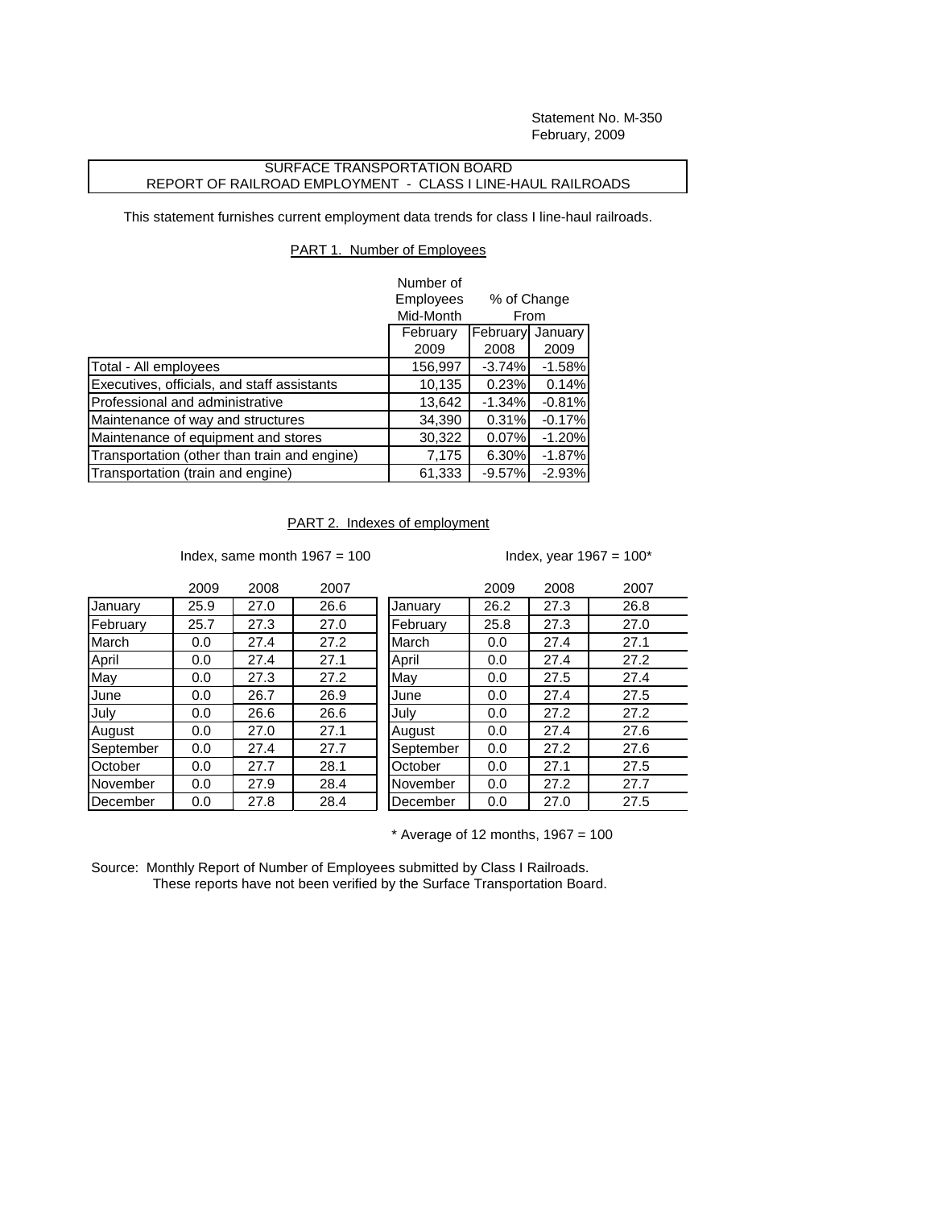Statement No. M-350
February, 2009

SURFACE TRANSPORTATION BOARD
REPORT OF RAILROAD EMPLOYMENT - CLASS I LINE-HAUL RAILROADS

This statement furnishes current employment data trends for class I line-haul railroads.

## PART 1. Number of Employees

| | Number of Employees Mid-Month | % of Change From | |
|---|---|---|---|
| | February 2009 | February 2008 | January 2009 |
| Total - All employees | 156,997 | -3.74% | -1.58% |
| Executives, officials, and staff assistants | 10,135 | 0.23% | 0.14% |
| Professional and administrative | 13,642 | -1.34% | -0.81% |
| Maintenance of way and structures | 34,390 | 0.31% | -0.17% |
| Maintenance of equipment and stores | 30,322 | 0.07% | -1.20% |
| Transportation (other than train and engine) | 7,175 | 6.30% | -1.87% |
| Transportation (train and engine) | 61,333 | -9.57% | -2.93% |

## PART 2. Indexes of employment

Index, same month 1967 = 100

| | 2009 | 2008 | 2007 |
|---|---|---|---|
| January | 25.9 | 27.0 | 26.6 |
| February | 25.7 | 27.3 | 27.0 |
| March | 0.0 | 27.4 | 27.2 |
| April | 0.0 | 27.4 | 27.1 |
| May | 0.0 | 27.3 | 27.2 |
| June | 0.0 | 26.7 | 26.9 |
| July | 0.0 | 26.6 | 26.6 |
| August | 0.0 | 27.0 | 27.1 |
| September | 0.0 | 27.4 | 27.7 |
| October | 0.0 | 27.7 | 28.1 |
| November | 0.0 | 27.9 | 28.4 |
| December | 0.0 | 27.8 | 28.4 |

Index, year 1967 = 100*

| | 2009 | 2008 | 2007 |
|---|---|---|---|
| January | 26.2 | 27.3 | 26.8 |
| February | 25.8 | 27.3 | 27.0 |
| March | 0.0 | 27.4 | 27.1 |
| April | 0.0 | 27.4 | 27.2 |
| May | 0.0 | 27.5 | 27.4 |
| June | 0.0 | 27.4 | 27.5 |
| July | 0.0 | 27.2 | 27.2 |
| August | 0.0 | 27.4 | 27.6 |
| September | 0.0 | 27.2 | 27.6 |
| October | 0.0 | 27.1 | 27.5 |
| November | 0.0 | 27.2 | 27.7 |
| December | 0.0 | 27.0 | 27.5 |

\* Average of 12 months, 1967 = 100

Source: Monthly Report of Number of Employees submitted by Class I Railroads.
These reports have not been verified by the Surface Transportation Board.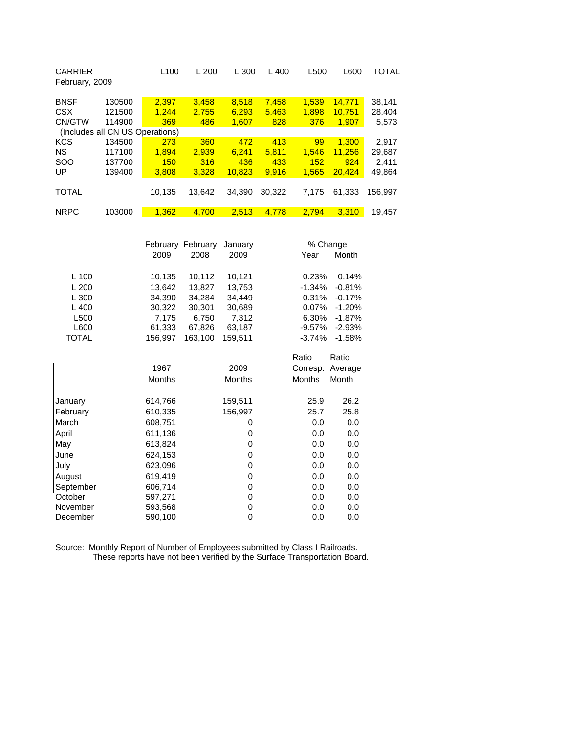| CARRIER February, 2009 | | L100 | L 200 | L 300 | L 400 | L500 | L600 | TOTAL |
|---|---|---|---|---|---|---|---|---|
| BNSF | 130500 | 2,397 | 3,458 | 8,518 | 7,458 | 1,539 | 14,771 | 38,141 |
| CSX | 121500 | 1,244 | 2,755 | 6,293 | 5,463 | 1,898 | 10,751 | 28,404 |
| CN/GTW | 114900 | 369 | 486 | 1,607 | 828 | 376 | 1,907 | 5,573 |
| (Includes all CN US Operations) | | | | | | | | |
| KCS | 134500 | 273 | 360 | 472 | 413 | 99 | 1,300 | 2,917 |
| NS | 117100 | 1,894 | 2,939 | 6,241 | 5,811 | 1,546 | 11,256 | 29,687 |
| SOO | 137700 | 150 | 316 | 436 | 433 | 152 | 924 | 2,411 |
| UP | 139400 | 3,808 | 3,328 | 10,823 | 9,916 | 1,565 | 20,424 | 49,864 |
| TOTAL | | 10,135 | 13,642 | 34,390 | 30,322 | 7,175 | 61,333 | 156,997 |
| NRPC | 103000 | 1,362 | 4,700 | 2,513 | 4,778 | 2,794 | 3,310 | 19,457 |

| | February 2009 | February 2008 | January 2009 | % Change Year | % Change Month |
|---|---|---|---|---|---|
| L 100 | 10,135 | 10,112 | 10,121 | 0.23% | 0.14% |
| L 200 | 13,642 | 13,827 | 13,753 | -1.34% | -0.81% |
| L 300 | 34,390 | 34,284 | 34,449 | 0.31% | -0.17% |
| L 400 | 30,322 | 30,301 | 30,689 | 0.07% | -1.20% |
| L500 | 7,175 | 6,750 | 7,312 | 6.30% | -1.87% |
| L600 | 61,333 | 67,826 | 63,187 | -9.57% | -2.93% |
| TOTAL | 156,997 | 163,100 | 159,511 | -3.74% | -1.58% |

| | 1967 Months | 2009 Months | Ratio Corresp. Months | Ratio Average Month |
|---|---|---|---|---|
| January | 614,766 | 159,511 | 25.9 | 26.2 |
| February | 610,335 | 156,997 | 25.7 | 25.8 |
| March | 608,751 | 0 | 0.0 | 0.0 |
| April | 611,136 | 0 | 0.0 | 0.0 |
| May | 613,824 | 0 | 0.0 | 0.0 |
| June | 624,153 | 0 | 0.0 | 0.0 |
| July | 623,096 | 0 | 0.0 | 0.0 |
| August | 619,419 | 0 | 0.0 | 0.0 |
| September | 606,714 | 0 | 0.0 | 0.0 |
| October | 597,271 | 0 | 0.0 | 0.0 |
| November | 593,568 | 0 | 0.0 | 0.0 |
| December | 590,100 | 0 | 0.0 | 0.0 |

Source: Monthly Report of Number of Employees submitted by Class I Railroads.
These reports have not been verified by the Surface Transportation Board.